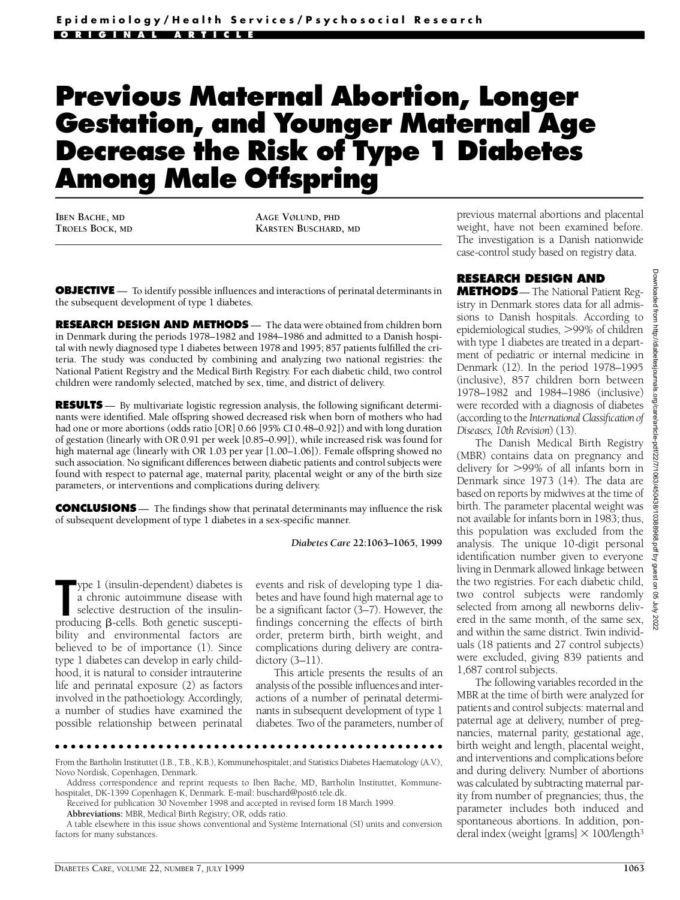# Previous Maternal Abortion, Longer Gestation, and Younger Maternal Age Decrease the Risk of Type 1 Diabetes Among Male Offspring

IBEN BACHE, MD
TROELS BOCK, MD
AAGE VØLUND, PHD
KARSTEN BUSCHARD, MD

**OBJECTIVE** — To identify possible influences and interactions of perinatal determinants in the subsequent development of type 1 diabetes.

**RESEARCH DESIGN AND METHODS** — The data were obtained from children born in Denmark during the periods 1978–1982 and 1984–1986 and admitted to a Danish hospital with newly diagnosed type 1 diabetes between 1978 and 1995; 857 patients fulfilled the criteria. The study was conducted by combining and analyzing two national registries: the National Patient Registry and the Medical Birth Registry. For each diabetic child, two control children were randomly selected, matched by sex, time, and district of delivery.

**RESULTS** — By multivariate logistic regression analysis, the following significant determinants were identified. Male offspring showed decreased risk when born of mothers who had had one or more abortions (odds ratio [OR] 0.66 [95% CI 0.48–0.92]) and with long duration of gestation (linearly with OR 0.91 per week [0.85–0.99]), while increased risk was found for high maternal age (linearly with OR 1.03 per year [1.00–1.06]). Female offspring showed no such association. No significant differences between diabetic patients and control subjects were found with respect to paternal age, maternal parity, placental weight or any of the birth size parameters, or interventions and complications during delivery.

**CONCLUSIONS** — The findings show that perinatal determinants may influence the risk of subsequent development of type 1 diabetes in a sex-specific manner.

*Diabetes Care* **22**:1063–1065, 1999

Type 1 (insulin-dependent) diabetes is a chronic autoimmune disease with selective destruction of the insulin-producing β-cells. Both genetic susceptibility and environmental factors are believed to be of importance (1). Since type 1 diabetes can develop in early childhood, it is natural to consider intrauterine life and perinatal exposure (2) as factors involved in the pathoetiology. Accordingly, a number of studies have examined the possible relationship between perinatal events and risk of developing type 1 diabetes and have found high maternal age to be a significant factor (3–7). However, the findings concerning the effects of birth order, preterm birth, birth weight, and complications during delivery are contradictory (3–11).

This article presents the results of an analysis of the possible influences and interactions of a number of perinatal determinants in subsequent development of type 1 diabetes. Two of the parameters, number of previous maternal abortions and placental weight, have not been examined before. The investigation is a Danish nationwide case-control study based on registry data.

## RESEARCH DESIGN AND METHODS

The National Patient Registry in Denmark stores data for all admissions to Danish hospitals. According to epidemiological studies, >99% of children with type 1 diabetes are treated in a department of pediatric or internal medicine in Denmark (12). In the period 1978–1995 (inclusive), 857 children born between 1978–1982 and 1984–1986 (inclusive) were recorded with a diagnosis of diabetes (according to the *International Classification of Diseases, 10th Revision*) (13).

The Danish Medical Birth Registry (MBR) contains data on pregnancy and delivery for >99% of all infants born in Denmark since 1973 (14). The data are based on reports by midwives at the time of birth. The parameter placental weight was not available for infants born in 1983; thus, this population was excluded from the analysis. The unique 10-digit personal identification number given to everyone living in Denmark allowed linkage between the two registries. For each diabetic child, two control subjects were randomly selected from among all newborns delivered in the same month, of the same sex, and within the same district. Twin individuals (18 patients and 27 control subjects) were excluded, giving 839 patients and 1,687 control subjects.

The following variables recorded in the MBR at the time of birth were analyzed for patients and control subjects: maternal and paternal age at delivery, number of pregnancies, maternal parity, gestational age, birth weight and length, placental weight, and interventions and complications before and during delivery. Number of abortions was calculated by subtracting maternal parity from number of pregnancies; thus, the parameter includes both induced and spontaneous abortions. In addition, ponderal index (weight [grams] × 100/length$^3$

---

From the Bartholin Instituttet (I.B., T.B., K.B.), Kommunehospitalet; and Statistics Diabetes Haematology (A.V.), Novo Nordisk, Copenhagen, Denmark.

Address correspondence and reprint requests to Iben Bache, MD, Bartholin Instituttet, Kommunehospitalet, DK-1399 Copenhagen K, Denmark. E-mail: buschard@post6.tele.dk.

Received for publication 30 November 1998 and accepted in revised form 18 March 1999.

**Abbreviations:** MBR, Medical Birth Registry; OR, odds ratio.

A table elsewhere in this issue shows conventional and Système International (SI) units and conversion factors for many substances.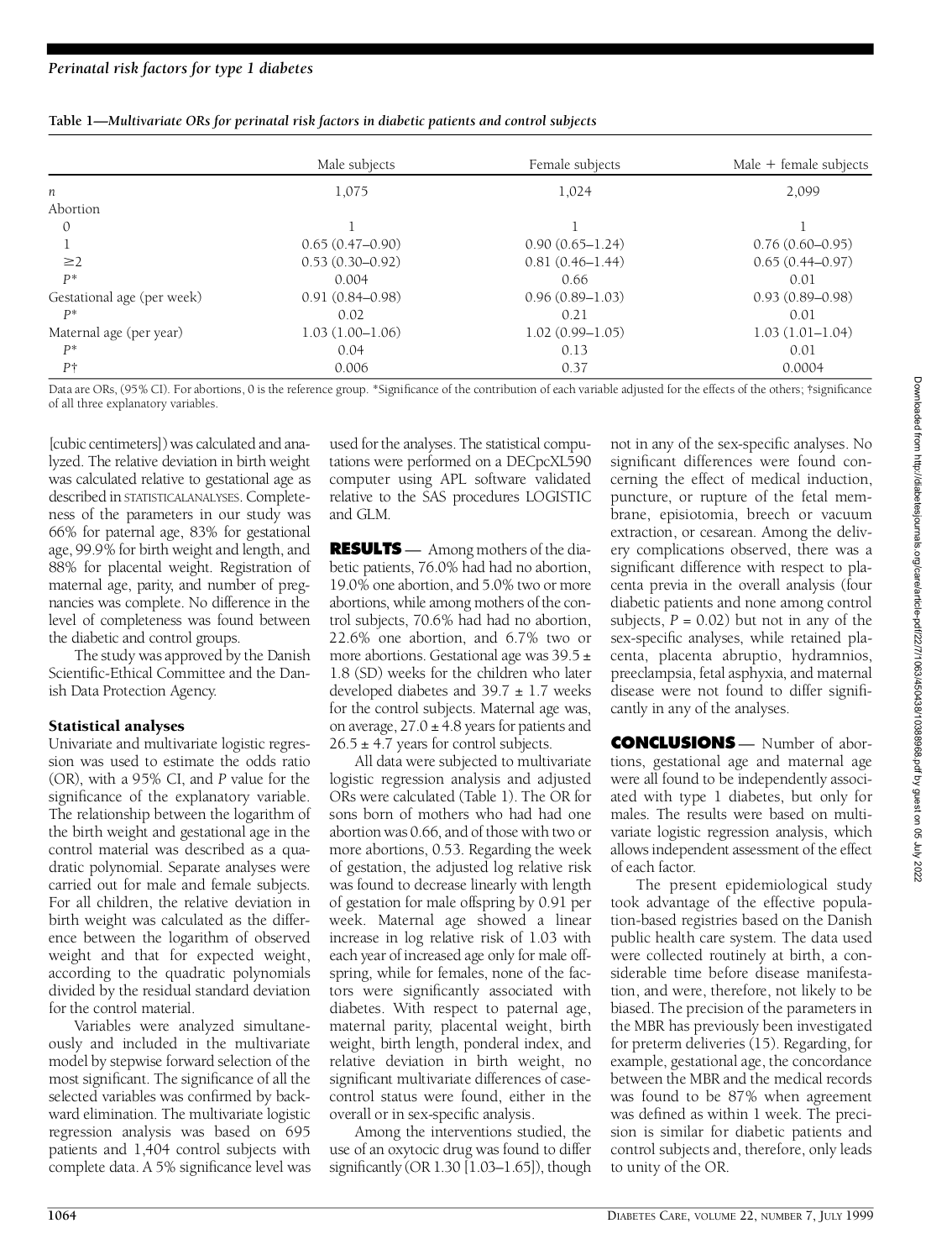**Table 1—Multivariate ORs for perinatal risk factors in diabetic patients and control subjects**

| | Male subjects | Female subjects | Male + female subjects |
|---|---|---|---|
| *n* | 1,075 | 1,024 | 2,099 |
| Abortion | | | |
| 0 | 1 | 1 | 1 |
| 1 | 0.65 (0.47–0.90) | 0.90 (0.65–1.24) | 0.76 (0.60–0.95) |
| ≥2 | 0.53 (0.30–0.92) | 0.81 (0.46–1.44) | 0.65 (0.44–0.97) |
| *P\** | 0.004 | 0.66 | 0.01 |
| Gestational age (per week) | 0.91 (0.84–0.98) | 0.96 (0.89–1.03) | 0.93 (0.89–0.98) |
| *P\** | 0.02 | 0.21 | 0.01 |
| Maternal age (per year) | 1.03 (1.00–1.06) | 1.02 (0.99–1.05) | 1.03 (1.01–1.04) |
| *P\** | 0.04 | 0.13 | 0.01 |
| *P*† | 0.006 | 0.37 | 0.0004 |

Data are ORs, (95% CI). For abortions, 0 is the reference group. *Significance of the contribution of each variable adjusted for the effects of the others; †significance of all three explanatory variables.

[cubic centimeters]) was calculated and analyzed. The relative deviation in birth weight was calculated relative to gestational age as described in STATISTICAL ANALYSES. Completeness of the parameters in our study was 66% for paternal age, 83% for gestational age, 99.9% for birth weight and length, and 88% for placental weight. Registration of maternal age, parity, and number of pregnancies was complete. No difference in the level of completeness was found between the diabetic and control groups.

The study was approved by the Danish Scientific-Ethical Committee and the Danish Data Protection Agency.

### Statistical analyses

Univariate and multivariate logistic regression was used to estimate the odds ratio (OR), with a 95% CI, and *P* value for the significance of the explanatory variable. The relationship between the logarithm of the birth weight and gestational age in the control material was described as a quadratic polynomial. Separate analyses were carried out for male and female subjects. For all children, the relative deviation in birth weight was calculated as the difference between the logarithm of observed weight and that for expected weight, according to the quadratic polynomials divided by the residual standard deviation for the control material.

Variables were analyzed simultaneously and included in the multivariate model by stepwise forward selection of the most significant. The significance of all the selected variables was confirmed by backward elimination. The multivariate logistic regression analysis was based on 695 patients and 1,404 control subjects with complete data. A 5% significance level was used for the analyses. The statistical computations were performed on a DECpcXL590 computer using APL software validated relative to the SAS procedures LOGISTIC and GLM.

**RESULTS** — Among mothers of the diabetic patients, 76.0% had had no abortion, 19.0% one abortion, and 5.0% two or more abortions, while among mothers of the control subjects, 70.6% had had no abortion, 22.6% one abortion, and 6.7% two or more abortions. Gestational age was 39.5 ± 1.8 (SD) weeks for the children who later developed diabetes and 39.7 ± 1.7 weeks for the control subjects. Maternal age was, on average, 27.0 ± 4.8 years for patients and 26.5 ± 4.7 years for control subjects.

All data were subjected to multivariate logistic regression analysis and adjusted ORs were calculated (Table 1). The OR for sons born of mothers who had had one abortion was 0.66, and of those with two or more abortions, 0.53. Regarding the week of gestation, the adjusted log relative risk was found to decrease linearly with length of gestation for male offspring by 0.91 per week. Maternal age showed a linear increase in log relative risk of 1.03 with each year of increased age only for male offspring, while for females, none of the factors were significantly associated with diabetes. With respect to paternal age, maternal parity, placental weight, birth weight, birth length, ponderal index, and relative deviation in birth weight, no significant multivariate differences of case-control status were found, either in the overall or in sex-specific analysis.

Among the interventions studied, the use of an oxytocic drug was found to differ significantly (OR 1.30 [1.03–1.65]), though not in any of the sex-specific analyses. No significant differences were found concerning the effect of medical induction, puncture, or rupture of the fetal membrane, episiotomia, breech or vacuum extraction, or cesarean. Among the delivery complications observed, there was a significant difference with respect to placenta previa in the overall analysis (four diabetic patients and none among control subjects, *P* = 0.02) but not in any of the sex-specific analyses, while retained placenta, placenta abruptio, hydramnios, preeclampsia, fetal asphyxia, and maternal disease were not found to differ significantly in any of the analyses.

**CONCLUSIONS** — Number of abortions, gestational age and maternal age were all found to be independently associated with type 1 diabetes, but only for males. The results were based on multivariate logistic regression analysis, which allows independent assessment of the effect of each factor.

The present epidemiological study took advantage of the effective population-based registries based on the Danish public health care system. The data used were collected routinely at birth, a considerable time before disease manifestation, and were, therefore, not likely to be biased. The precision of the parameters in the MBR has previously been investigated for preterm deliveries (15). Regarding, for example, gestational age, the concordance between the MBR and the medical records was found to be 87% when agreement was defined as within 1 week. The precision is similar for diabetic patients and control subjects and, therefore, only leads to unity of the OR.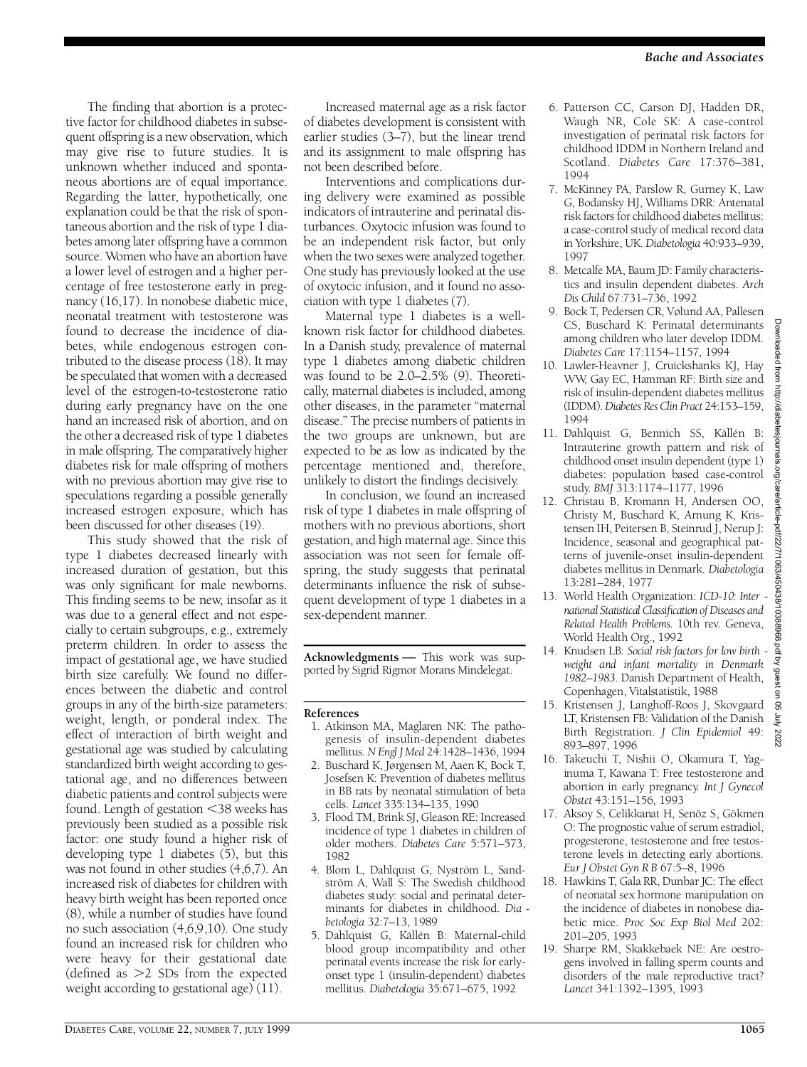The finding that abortion is a protective factor for childhood diabetes in subsequent offspring is a new observation, which may give rise to future studies. It is unknown whether induced and spontaneous abortions are of equal importance. Regarding the latter, hypothetically, one explanation could be that the risk of spontaneous abortion and the risk of type 1 diabetes among later offspring have a common source. Women who have an abortion have a lower level of estrogen and a higher percentage of free testosterone early in pregnancy (16,17). In nonobese diabetic mice, neonatal treatment with testosterone was found to decrease the incidence of diabetes, while endogenous estrogen contributed to the disease process (18). It may be speculated that women with a decreased level of the estrogen-to-testosterone ratio during early pregnancy have on the one hand an increased risk of abortion, and on the other a decreased risk of type 1 diabetes in male offspring. The comparatively higher diabetes risk for male offspring of mothers with no previous abortion may give rise to speculations regarding a possible generally increased estrogen exposure, which has been discussed for other diseases (19).

This study showed that the risk of type 1 diabetes decreased linearly with increased duration of gestation, but this was only significant for male newborns. This finding seems to be new, insofar as it was due to a general effect and not especially to certain subgroups, e.g., extremely preterm children. In order to assess the impact of gestational age, we have studied birth size carefully. We found no differences between the diabetic and control groups in any of the birth-size parameters: weight, length, or ponderal index. The effect of interaction of birth weight and gestational age was studied by calculating standardized birth weight according to gestational age, and no differences between diabetic patients and control subjects were found. Length of gestation <38 weeks has previously been studied as a possible risk factor: one study found a higher risk of developing type 1 diabetes (5), but this was not found in other studies (4,6,7). An increased risk of diabetes for children with heavy birth weight has been reported once (8), while a number of studies have found no such association (4,6,9,10). One study found an increased risk for children who were heavy for their gestational date (defined as >2 SDs from the expected weight according to gestational age) (11).

Increased maternal age as a risk factor of diabetes development is consistent with earlier studies (3–7), but the linear trend and its assignment to male offspring has not been described before.

Interventions and complications during delivery were examined as possible indicators of intrauterine and perinatal disturbances. Oxytocic infusion was found to be an independent risk factor, but only when the two sexes were analyzed together. One study has previously looked at the use of oxytocic infusion, and it found no association with type 1 diabetes (7).

Maternal type 1 diabetes is a well-known risk factor for childhood diabetes. In a Danish study, prevalence of maternal type 1 diabetes among diabetic children was found to be 2.0–2.5% (9). Theoretically, maternal diabetes is included, among other diseases, in the parameter "maternal disease." The precise numbers of patients in the two groups are unknown, but are expected to be as low as indicated by the percentage mentioned and, therefore, unlikely to distort the findings decisively.

In conclusion, we found an increased risk of type 1 diabetes in male offspring of mothers with no previous abortions, short gestation, and high maternal age. Since this association was not seen for female offspring, the study suggests that perinatal determinants influence the risk of subsequent development of type 1 diabetes in a sex-dependent manner.

**Acknowledgments** — This work was supported by Sigrid Rigmor Morans Mindelegat.

## References

1. Atkinson MA, Maglaren NK: The pathogenesis of insulin-dependent diabetes mellitus. *N Engl J Med* 24:1428–1436, 1994
2. Buschard K, Jørgensen M, Aaen K, Bock T, Josefsen K: Prevention of diabetes mellitus in BB rats by neonatal stimulation of beta cells. *Lancet* 335:134–135, 1990
3. Flood TM, Brink SJ, Gleason RE: Increased incidence of type 1 diabetes in children of older mothers. *Diabetes Care* 5:571–573, 1982
4. Blom L, Dahlquist G, Nyström L, Sandström A, Wall S: The Swedish childhood diabetes study: social and perinatal determinants for diabetes in childhood. *Diabetologia* 32:7–13, 1989
5. Dahlquist G, Källén B: Maternal-child blood group incompatibility and other perinatal events increase the risk for early-onset type 1 (insulin-dependent) diabetes mellitus. *Diabetologia* 35:671–675, 1992
6. Patterson CC, Carson DJ, Hadden DR, Waugh NR, Cole SK: A case-control investigation of perinatal risk factors for childhood IDDM in Northern Ireland and Scotland. *Diabetes Care* 17:376–381, 1994
7. McKinney PA, Parslow R, Gurney K, Law G, Bodansky HJ, Williams DRR: Antenatal risk factors for childhood diabetes mellitus: a case-control study of medical record data in Yorkshire, UK. *Diabetologia* 40:933–939, 1997
8. Metcalfe MA, Baum JD: Family characteristics and insulin dependent diabetes. *Arch Dis Child* 67:731–736, 1992
9. Bock T, Pedersen CR, Vølund AA, Pallesen CS, Buschard K: Perinatal determinants among children who later develop IDDM. *Diabetes Care* 17:1154–1157, 1994
10. Lawler-Heavner J, Cruickshanks KJ, Hay WW, Gay EC, Hamman RF: Birth size and risk of insulin-dependent diabetes mellitus (IDDM). *Diabetes Res Clin Pract* 24:153–159, 1994
11. Dahlquist G, Bennich SS, Källén B: Intrauterine growth pattern and risk of childhood onset insulin dependent (type 1) diabetes: population based case-control study. *BMJ* 313:1174–1177, 1996
12. Christau B, Kromann H, Andersen OO, Christy M, Buschard K, Arnung K, Kristensen IH, Peitersen B, Steinrud J, Nerup J: Incidence, seasonal and geographical patterns of juvenile-onset insulin-dependent diabetes mellitus in Denmark. *Diabetologia* 13:281–284, 1977
13. World Health Organization: *ICD-10: International Statistical Classification of Diseases and Related Health Problems.* 10th rev. Geneva, World Health Org., 1992
14. Knudsen LB: *Social risk factors for low birth-weight and infant mortality in Denmark 1982–1983.* Danish Department of Health, Copenhagen, Vitalstatistik, 1988
15. Kristensen J, Langhoff-Roos J, Skovgaard LT, Kristensen FB: Validation of the Danish Birth Registration. *J Clin Epidemiol* 49: 893–897, 1996
16. Takeuchi T, Nishii O, Okamura T, Yaginuma T, Kawana T: Free testosterone and abortion in early pregnancy. *Int J Gynecol Obstet* 43:151–156, 1993
17. Aksoy S, Celikkanat H, Senöz S, Gökmen O: The prognostic value of serum estradiol, progesterone, testosterone and free testosterone levels in detecting early abortions. *Eur J Obstet Gyn R B* 67:5–8, 1996
18. Hawkins T, Gala RR, Dunbar JC: The effect of neonatal sex hormone manipulation on the incidence of diabetes in nonobese diabetic mice. *Proc Soc Exp Biol Med* 202: 201–205, 1993
19. Sharpe RM, Skakkebaek NE: Are oestrogens involved in falling sperm counts and disorders of the male reproductive tract? *Lancet* 341:1392–1395, 1993